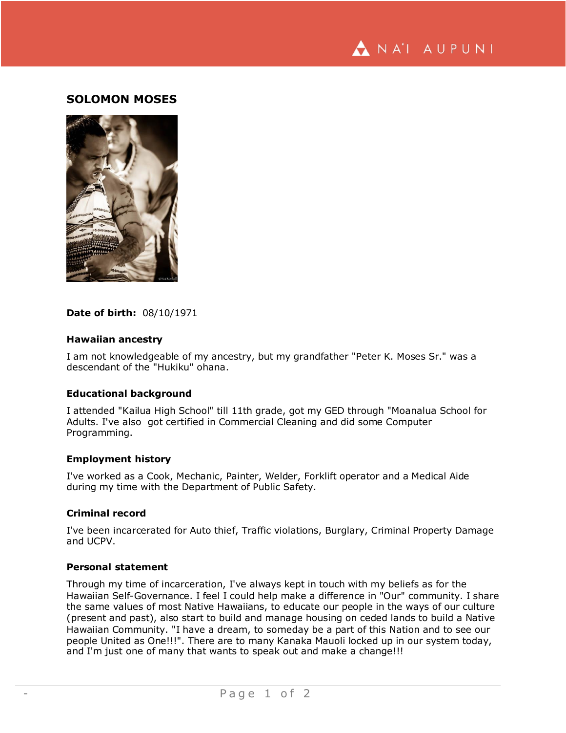## SOLOMON MOSES

**Date of birth:** 08/10/1971

### Hawaiian ancestry

I am not knowledgeable of my ancestry, but my grandfather "Peter K. Moses Sr." was a descendant of the "Hukiku" ohana.

### Educational background

I attended "Kailua High School" till 11th grade, got my GED through "Moanalua School for Adults. I've also got certified in Commercial Cleaning and did some Computer Programming.

### Employment history

I've worked as a Cook, Mechanic, Painter, Welder, Forklift operator and a Medical Aide during my time with the Department of Public Safety.

### Criminal record

I've been incarcerated for Auto thief, Traffic violations, Burglary, Criminal Property Damage and UCPV.

### Personal statement

Through my time of incarceration, I've always kept in touch with my beliefs as for the Hawaiian Self-Governance. I feel I could help make a difference in "Our" community. I share the same values of most Native Hawaiians, to educate our people in the ways of our culture (present and past), also start to build and manage housing on ceded lands to build a Native Hawaiian Community. "I have a dream, to someday be a part of this Nation and to see our people United as One!!!". There are to many Kanaka Mauoli locked up in our system today, and I'm just one of many that wants to speak out and make a change!!!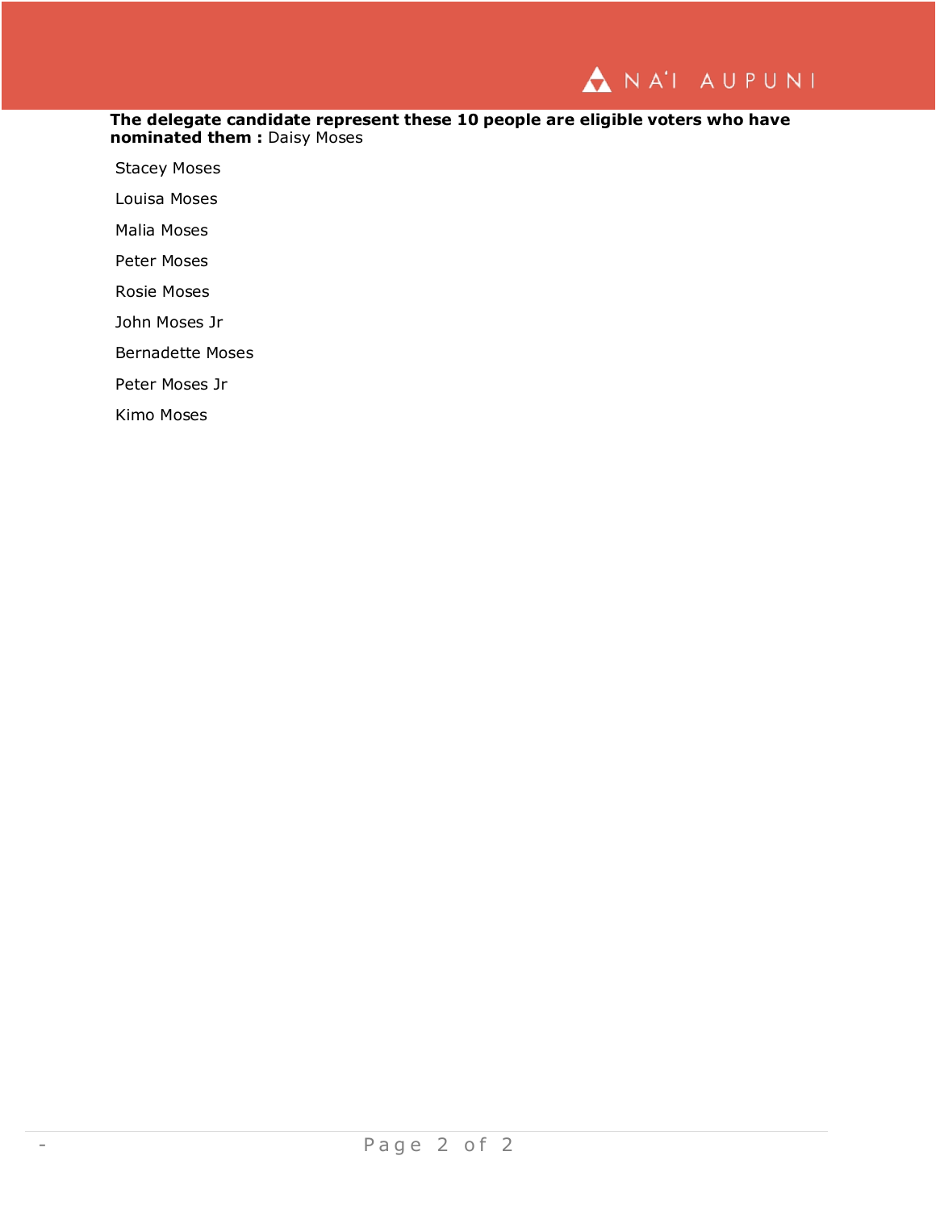**The delegate candidate represent these 10 people are eligible voters who have nominated them :** Daisy Moses

Stacey Moses

Louisa Moses

Malia Moses

Peter Moses

Rosie Moses

John Moses Jr

Bernadette Moses

Peter Moses Jr

Kimo Moses